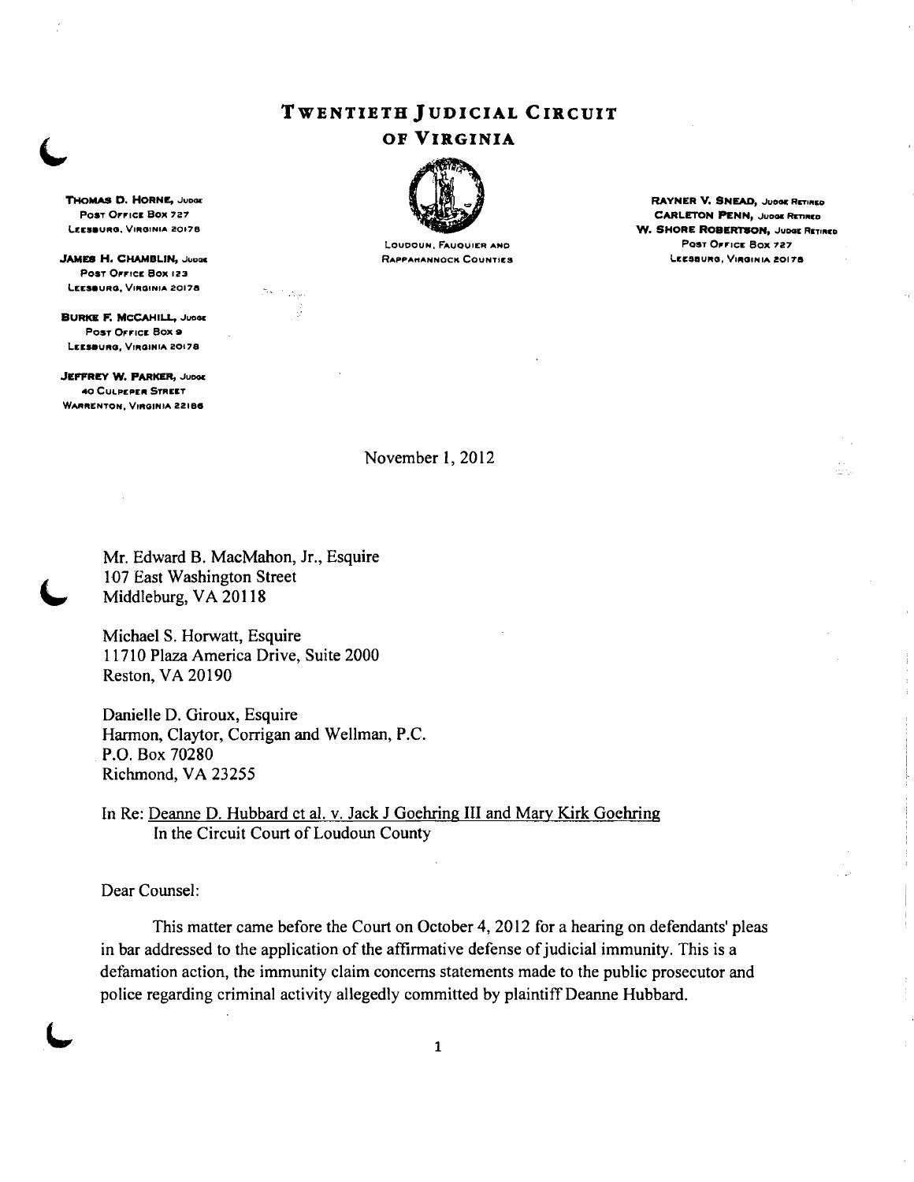# TWENTIETH JUDICIAL CIRCUIT OF VIRGINIA

LOUDOUN, FAUQUIER AND RAPPAHANNOCK COUNTIES

**THOMAS D. HORNE**, JUDGE
POST OFFICE BOX 727
LEESBURG, VIRGINIA 20178

**JAMES H. CHAMBLIN**, JUDGE
POST OFFICE BOX 123
LEESBURG, VIRGINIA 20178

**BURKE F. McCAHILL**, JUDGE
POST OFFICE BOX 9
LEESBURG, VIRGINIA 20178

**JEFFREY W. PARKER**, JUDGE
40 CULPEPER STREET
WARRENTON, VIRGINIA 22186

**RAYNER V. SNEAD**, JUDGE RETIRED
**CARLETON PENN**, JUDGE RETIRED
**W. SHORE ROBERTSON**, JUDGE RETIRED
POST OFFICE BOX 727
LEESBURG, VIRGINIA 20178

November 1, 2012

Mr. Edward B. MacMahon, Jr., Esquire
107 East Washington Street
Middleburg, VA 20118

Michael S. Horwatt, Esquire
11710 Plaza America Drive, Suite 2000
Reston, VA 20190

Danielle D. Giroux, Esquire
Harmon, Claytor, Corrigan and Wellman, P.C.
P.O. Box 70280
Richmond, VA 23255

In Re: Deanne D. Hubbard ct al. v. Jack J Goehring III and Mary Kirk Goehring
In the Circuit Court of Loudoun County

Dear Counsel:

This matter came before the Court on October 4, 2012 for a hearing on defendants' pleas in bar addressed to the application of the affirmative defense of judicial immunity. This is a defamation action, the immunity claim concerns statements made to the public prosecutor and police regarding criminal activity allegedly committed by plaintiff Deanne Hubbard.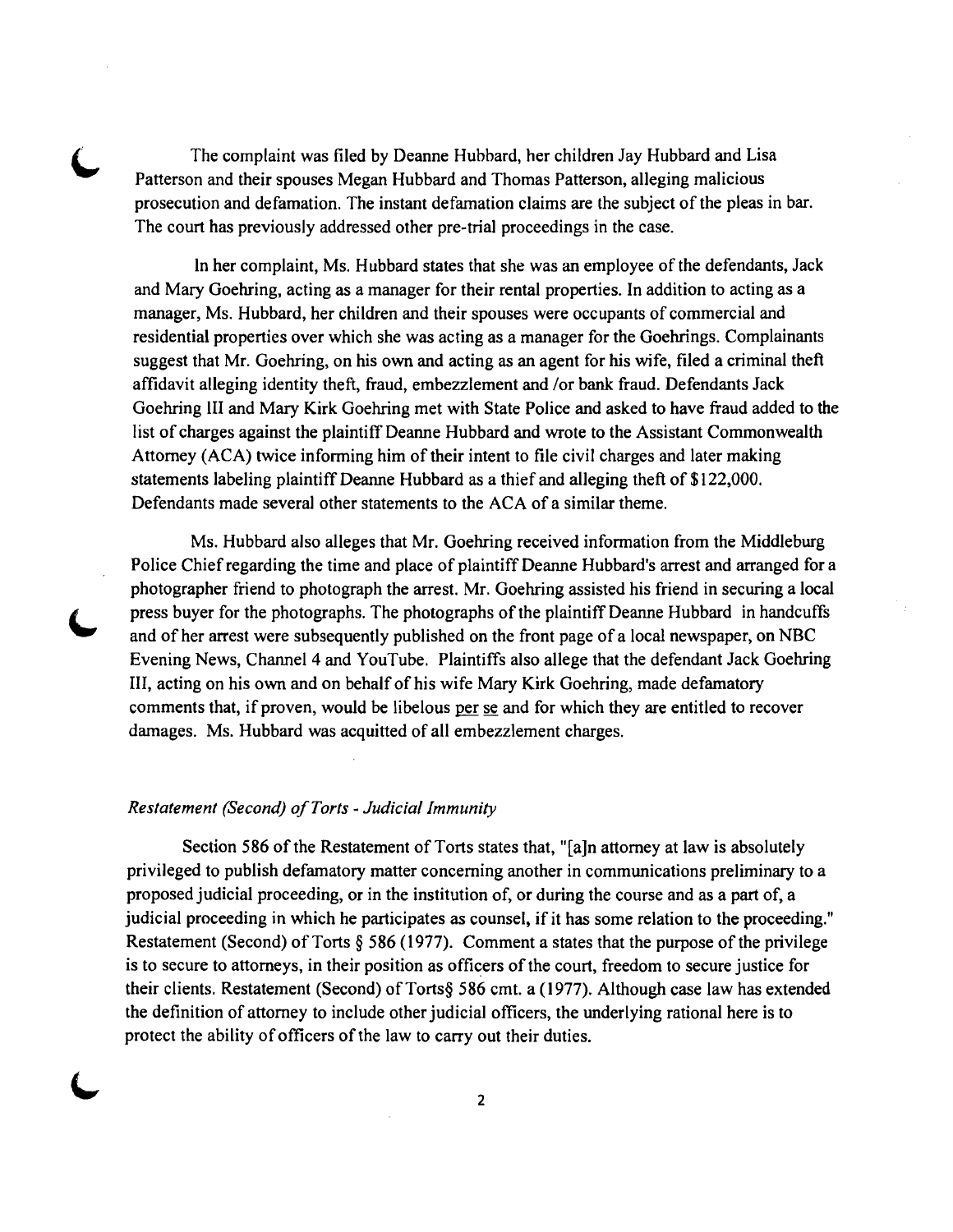The complaint was filed by Deanne Hubbard, her children Jay Hubbard and Lisa Patterson and their spouses Megan Hubbard and Thomas Patterson, alleging malicious prosecution and defamation. The instant defamation claims are the subject of the pleas in bar. The court has previously addressed other pre-trial proceedings in the case.

In her complaint, Ms. Hubbard states that she was an employee of the defendants, Jack and Mary Goehring, acting as a manager for their rental properties. In addition to acting as a manager, Ms. Hubbard, her children and their spouses were occupants of commercial and residential properties over which she was acting as a manager for the Goehrings. Complainants suggest that Mr. Goehring, on his own and acting as an agent for his wife, filed a criminal theft affidavit alleging identity theft, fraud, embezzlement and /or bank fraud. Defendants Jack Goehring III and Mary Kirk Goehring met with State Police and asked to have fraud added to the list of charges against the plaintiff Deanne Hubbard and wrote to the Assistant Commonwealth Attorney (ACA) twice informing him of their intent to file civil charges and later making statements labeling plaintiff Deanne Hubbard as a thief and alleging theft of $122,000. Defendants made several other statements to the ACA of a similar theme.

Ms. Hubbard also alleges that Mr. Goehring received information from the Middleburg Police Chief regarding the time and place of plaintiff Deanne Hubbard's arrest and arranged for a photographer friend to photograph the arrest. Mr. Goehring assisted his friend in securing a local press buyer for the photographs. The photographs of the plaintiff Deanne Hubbard in handcuffs and of her arrest were subsequently published on the front page of a local newspaper, on NBC Evening News, Channel 4 and YouTube. Plaintiffs also allege that the defendant Jack Goehring III, acting on his own and on behalf of his wife Mary Kirk Goehring, made defamatory comments that, if proven, would be libelous <u>per se</u> and for which they are entitled to recover damages. Ms. Hubbard was acquitted of all embezzlement charges.

*Restatement (Second) of Torts - Judicial Immunity*

Section 586 of the Restatement of Torts states that, "[a]n attorney at law is absolutely privileged to publish defamatory matter concerning another in communications preliminary to a proposed judicial proceeding, or in the institution of, or during the course and as a part of, a judicial proceeding in which he participates as counsel, if it has some relation to the proceeding." Restatement (Second) of Torts § 586 (1977). Comment a states that the purpose of the privilege is to secure to attorneys, in their position as officers of the court, freedom to secure justice for their clients. Restatement (Second) of Torts§ 586 cmt. a (1977). Although case law has extended the definition of attorney to include other judicial officers, the underlying rational here is to protect the ability of officers of the law to carry out their duties.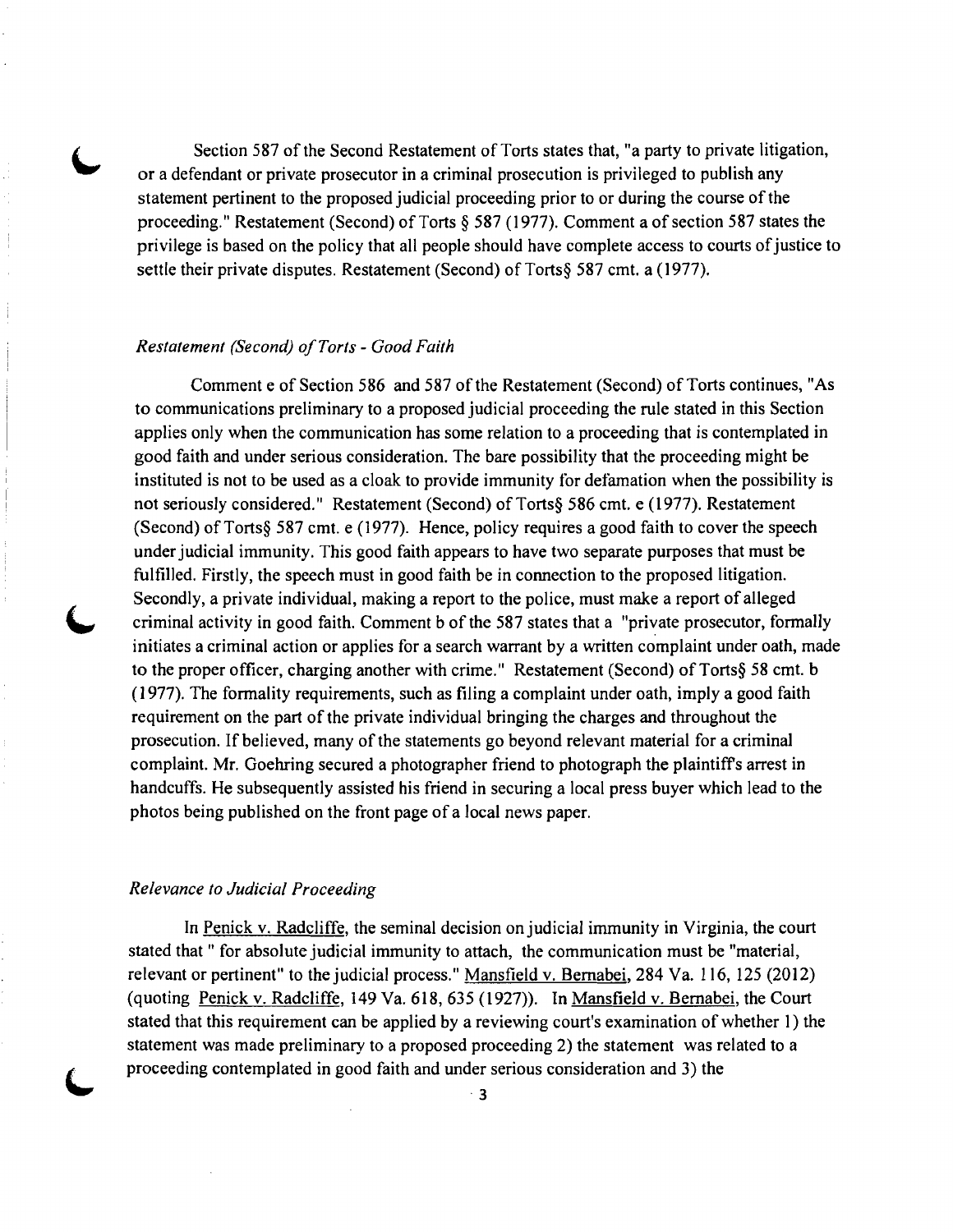Section 587 of the Second Restatement of Torts states that, "a party to private litigation, or a defendant or private prosecutor in a criminal prosecution is privileged to publish any statement pertinent to the proposed judicial proceeding prior to or during the course of the proceeding." Restatement (Second) of Torts § 587 (1977). Comment a of section 587 states the privilege is based on the policy that all people should have complete access to courts of justice to settle their private disputes. Restatement (Second) of Torts§ 587 cmt. a (1977).

### *Restatement (Second) of Torts - Good Faith*

Comment e of Section 586 and 587 of the Restatement (Second) of Torts continues, "As to communications preliminary to a proposed judicial proceeding the rule stated in this Section applies only when the communication has some relation to a proceeding that is contemplated in good faith and under serious consideration. The bare possibility that the proceeding might be instituted is not to be used as a cloak to provide immunity for defamation when the possibility is not seriously considered." Restatement (Second) of Torts§ 586 cmt. e (1977). Restatement (Second) of Torts§ 587 cmt. e (1977). Hence, policy requires a good faith to cover the speech under judicial immunity. This good faith appears to have two separate purposes that must be fulfilled. Firstly, the speech must in good faith be in connection to the proposed litigation. Secondly, a private individual, making a report to the police, must make a report of alleged criminal activity in good faith. Comment b of the 587 states that a "private prosecutor, formally initiates a criminal action or applies for a search warrant by a written complaint under oath, made to the proper officer, charging another with crime." Restatement (Second) of Torts§ 58 cmt. b (1977). The formality requirements, such as filing a complaint under oath, imply a good faith requirement on the part of the private individual bringing the charges and throughout the prosecution. If believed, many of the statements go beyond relevant material for a criminal complaint. Mr. Goehring secured a photographer friend to photograph the plaintiff's arrest in handcuffs. He subsequently assisted his friend in securing a local press buyer which lead to the photos being published on the front page of a local news paper.

### *Relevance to Judicial Proceeding*

In Penick v. Radcliffe, the seminal decision on judicial immunity in Virginia, the court stated that " for absolute judicial immunity to attach, the communication must be "material, relevant or pertinent" to the judicial process." Mansfield v. Bernabei, 284 Va. 116, 125 (2012) (quoting Penick v. Radcliffe, 149 Va. 618, 635 (1927)). In Mansfield v. Bernabei, the Court stated that this requirement can be applied by a reviewing court's examination of whether 1) the statement was made preliminary to a proposed proceeding 2) the statement was related to a proceeding contemplated in good faith and under serious consideration and 3) the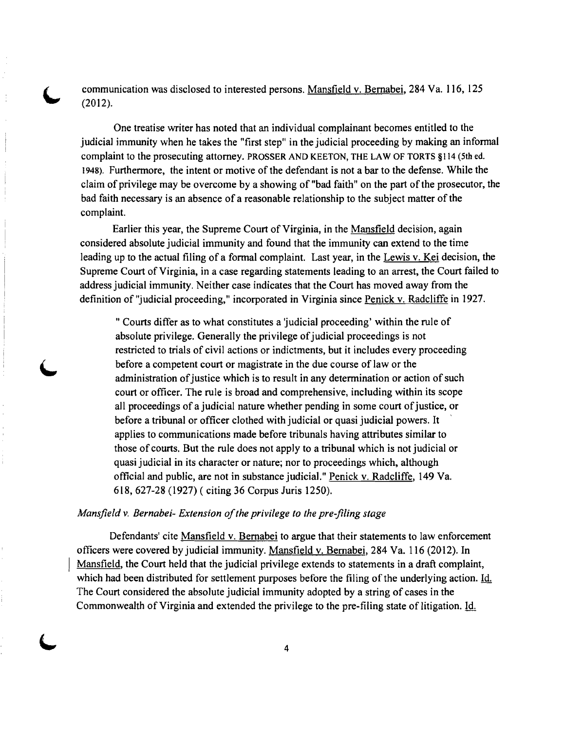communication was disclosed to interested persons. Mansfield v. Bernabei, 284 Va. 116, 125 (2012).

One treatise writer has noted that an individual complainant becomes entitled to the judicial immunity when he takes the "first step" in the judicial proceeding by making an informal complaint to the prosecuting attorney. PROSSER AND KEETON, THE LAW OF TORTS §114 (5th ed. 1948). Furthermore, the intent or motive of the defendant is not a bar to the defense. While the claim of privilege may be overcome by a showing of "bad faith" on the part of the prosecutor, the bad faith necessary is an absence of a reasonable relationship to the subject matter of the complaint.

Earlier this year, the Supreme Court of Virginia, in the Mansfield decision, again considered absolute judicial immunity and found that the immunity can extend to the time leading up to the actual filing of a formal complaint. Last year, in the Lewis v. Kei decision, the Supreme Court of Virginia, in a case regarding statements leading to an arrest, the Court failed to address judicial immunity. Neither case indicates that the Court has moved away from the definition of "judicial proceeding," incorporated in Virginia since Penick v. Radcliffe in 1927.

> " Courts differ as to what constitutes a 'judicial proceeding' within the rule of absolute privilege. Generally the privilege of judicial proceedings is not restricted to trials of civil actions or indictments, but it includes every proceeding before a competent court or magistrate in the due course of law or the administration of justice which is to result in any determination or action of such court or officer. The rule is broad and comprehensive, including within its scope all proceedings of a judicial nature whether pending in some court of justice, or before a tribunal or officer clothed with judicial or quasi judicial powers. It applies to communications made before tribunals having attributes similar to those of courts. But the rule does not apply to a tribunal which is not judicial or quasi judicial in its character or nature; nor to proceedings which, although official and public, are not in substance judicial." Penick v. Radcliffe, 149 Va. 618, 627-28 (1927) ( citing 36 Corpus Juris 1250).

*Mansfield v. Bernabei- Extension of the privilege to the pre-filing stage*

Defendants' cite Mansfield v. Bernabei to argue that their statements to law enforcement officers were covered by judicial immunity. Mansfield v. Bernabei, 284 Va. 116 (2012). In Mansfield, the Court held that the judicial privilege extends to statements in a draft complaint, which had been distributed for settlement purposes before the filing of the underlying action. Id. The Court considered the absolute judicial immunity adopted by a string of cases in the Commonwealth of Virginia and extended the privilege to the pre-filing state of litigation. Id.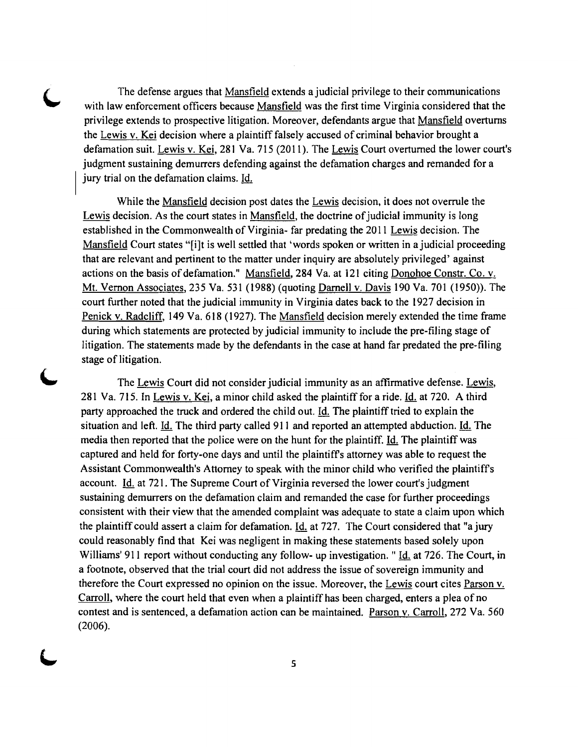The defense argues that Mansfield extends a judicial privilege to their communications with law enforcement officers because Mansfield was the first time Virginia considered that the privilege extends to prospective litigation. Moreover, defendants argue that Mansfield overturns the Lewis v. Kei decision where a plaintiff falsely accused of criminal behavior brought a defamation suit. Lewis v. Kei, 281 Va. 715 (2011). The Lewis Court overturned the lower court's judgment sustaining demurrers defending against the defamation charges and remanded for a jury trial on the defamation claims. Id.

While the Mansfield decision post dates the Lewis decision, it does not overrule the Lewis decision. As the court states in Mansfield, the doctrine of judicial immunity is long established in the Commonwealth of Virginia- far predating the 2011 Lewis decision. The Mansfield Court states "[i]t is well settled that 'words spoken or written in a judicial proceeding that are relevant and pertinent to the matter under inquiry are absolutely privileged' against actions on the basis of defamation." Mansfield, 284 Va. at 121 citing Donohoe Constr. Co. v. Mt. Vernon Associates, 235 Va. 531 (1988) (quoting Darnell v. Davis 190 Va. 701 (1950)). The court further noted that the judicial immunity in Virginia dates back to the 1927 decision in Penick v. Radcliff, 149 Va. 618 (1927). The Mansfield decision merely extended the time frame during which statements are protected by judicial immunity to include the pre-filing stage of litigation. The statements made by the defendants in the case at hand far predated the pre-filing stage of litigation.

The Lewis Court did not consider judicial immunity as an affirmative defense. Lewis, 281 Va. 715. In Lewis v. Kei, a minor child asked the plaintiff for a ride. Id. at 720. A third party approached the truck and ordered the child out. Id. The plaintiff tried to explain the situation and left. Id. The third party called 911 and reported an attempted abduction. Id. The media then reported that the police were on the hunt for the plaintiff. Id. The plaintiff was captured and held for forty-one days and until the plaintiff's attorney was able to request the Assistant Commonwealth's Attorney to speak with the minor child who verified the plaintiff's account. Id. at 721. The Supreme Court of Virginia reversed the lower court's judgment sustaining demurrers on the defamation claim and remanded the case for further proceedings consistent with their view that the amended complaint was adequate to state a claim upon which the plaintiff could assert a claim for defamation. Id. at 727. The Court considered that "a jury could reasonably find that Kei was negligent in making these statements based solely upon Williams' 911 report without conducting any follow- up investigation. " Id. at 726. The Court, in a footnote, observed that the trial court did not address the issue of sovereign immunity and therefore the Court expressed no opinion on the issue. Moreover, the Lewis court cites Parson v. Carroll, where the court held that even when a plaintiff has been charged, enters a plea of no contest and is sentenced, a defamation action can be maintained. Parson v. Carroll, 272 Va. 560 (2006).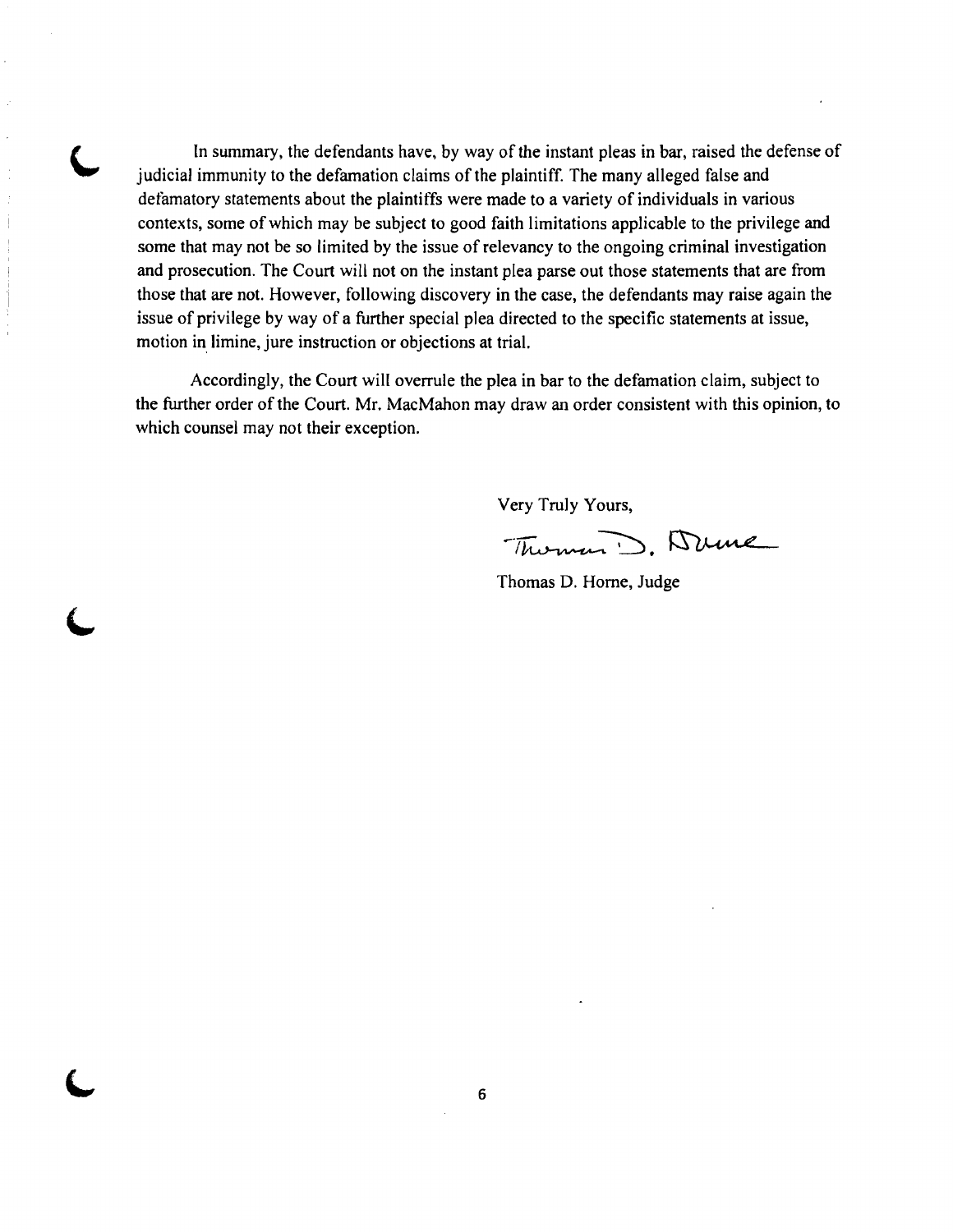In summary, the defendants have, by way of the instant pleas in bar, raised the defense of judicial immunity to the defamation claims of the plaintiff. The many alleged false and defamatory statements about the plaintiffs were made to a variety of individuals in various contexts, some of which may be subject to good faith limitations applicable to the privilege and some that may not be so limited by the issue of relevancy to the ongoing criminal investigation and prosecution. The Court will not on the instant plea parse out those statements that are from those that are not. However, following discovery in the case, the defendants may raise again the issue of privilege by way of a further special plea directed to the specific statements at issue, motion in limine, jure instruction or objections at trial.

Accordingly, the Court will overrule the plea in bar to the defamation claim, subject to the further order of the Court. Mr. MacMahon may draw an order consistent with this opinion, to which counsel may not their exception.

Very Truly Yours,

Thomas D. Horne

Thomas D. Horne, Judge